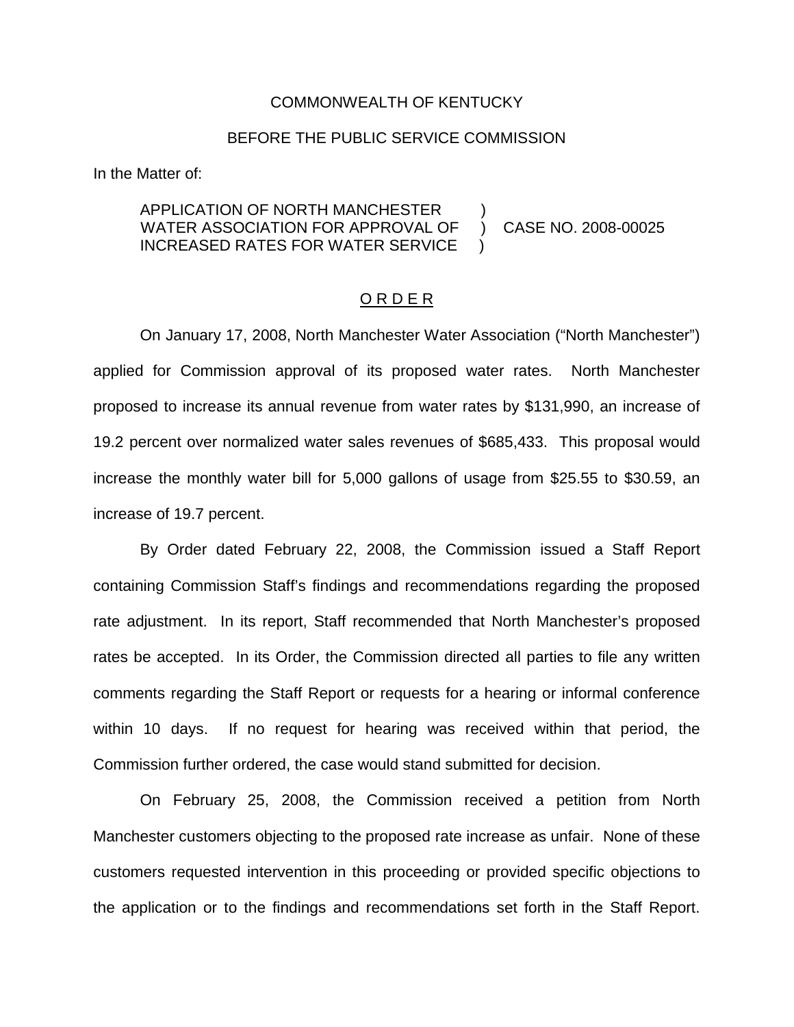COMMONWEALTH OF KENTUCKY

BEFORE THE PUBLIC SERVICE COMMISSION

In the Matter of:

| | | |
|---|---|---|
| APPLICATION OF NORTH MANCHESTER WATER ASSOCIATION FOR APPROVAL OF INCREASED RATES FOR WATER SERVICE | ) ) ) | CASE NO. 2008-00025 |

## O R D E R

On January 17, 2008, North Manchester Water Association ("North Manchester") applied for Commission approval of its proposed water rates. North Manchester proposed to increase its annual revenue from water rates by $131,990, an increase of 19.2 percent over normalized water sales revenues of $685,433. This proposal would increase the monthly water bill for 5,000 gallons of usage from $25.55 to $30.59, an increase of 19.7 percent.

By Order dated February 22, 2008, the Commission issued a Staff Report containing Commission Staff's findings and recommendations regarding the proposed rate adjustment. In its report, Staff recommended that North Manchester's proposed rates be accepted. In its Order, the Commission directed all parties to file any written comments regarding the Staff Report or requests for a hearing or informal conference within 10 days. If no request for hearing was received within that period, the Commission further ordered, the case would stand submitted for decision.

On February 25, 2008, the Commission received a petition from North Manchester customers objecting to the proposed rate increase as unfair. None of these customers requested intervention in this proceeding or provided specific objections to the application or to the findings and recommendations set forth in the Staff Report.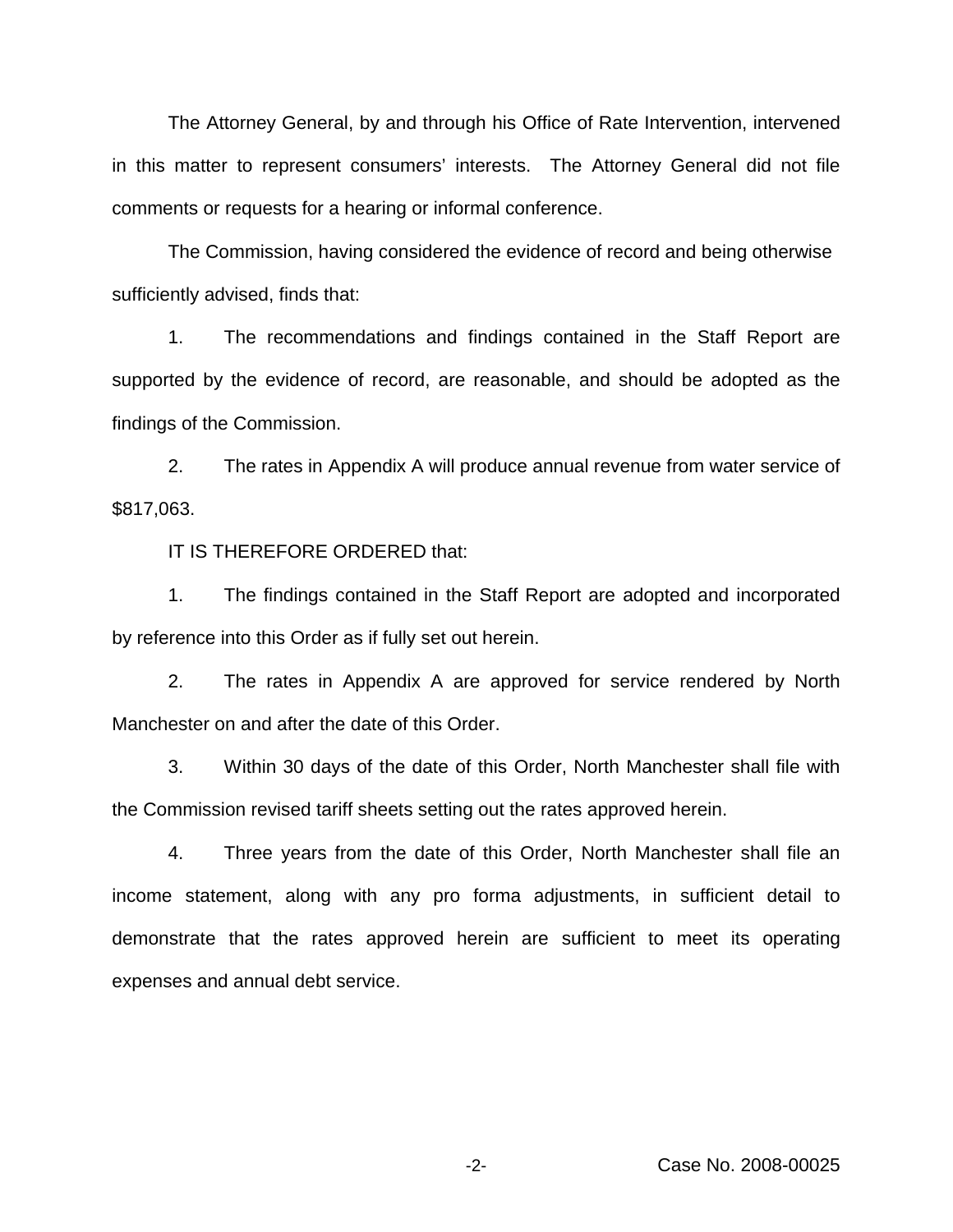The Attorney General, by and through his Office of Rate Intervention, intervened in this matter to represent consumers' interests. The Attorney General did not file comments or requests for a hearing or informal conference.

The Commission, having considered the evidence of record and being otherwise sufficiently advised, finds that:

1. The recommendations and findings contained in the Staff Report are supported by the evidence of record, are reasonable, and should be adopted as the findings of the Commission.

2. The rates in Appendix A will produce annual revenue from water service of $817,063.

IT IS THEREFORE ORDERED that:

1. The findings contained in the Staff Report are adopted and incorporated by reference into this Order as if fully set out herein.

2. The rates in Appendix A are approved for service rendered by North Manchester on and after the date of this Order.

3. Within 30 days of the date of this Order, North Manchester shall file with the Commission revised tariff sheets setting out the rates approved herein.

4. Three years from the date of this Order, North Manchester shall file an income statement, along with any pro forma adjustments, in sufficient detail to demonstrate that the rates approved herein are sufficient to meet its operating expenses and annual debt service.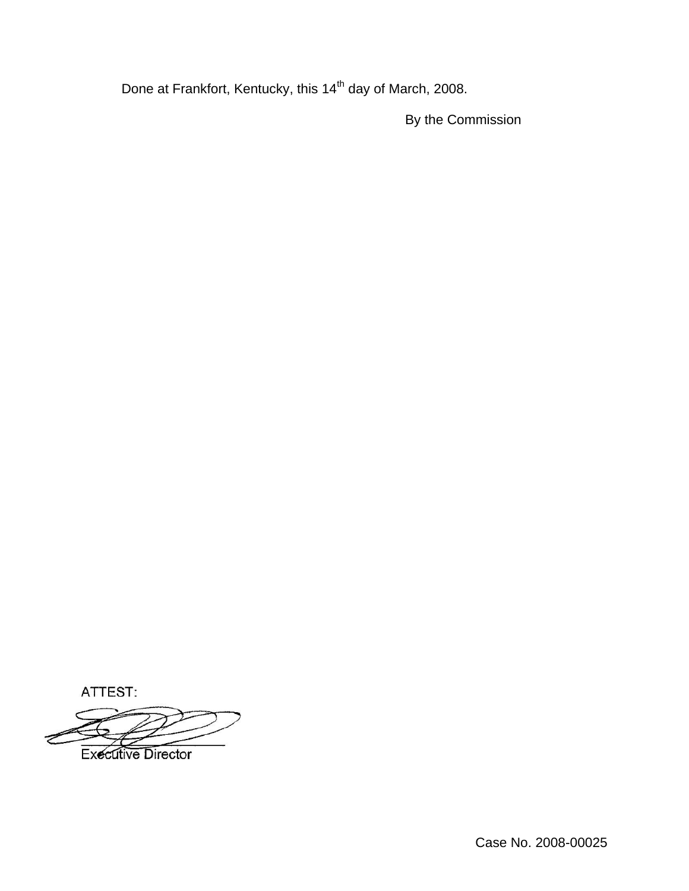Done at Frankfort, Kentucky, this 14th day of March, 2008.

By the Commission

ATTEST:

Executive Director

Case No. 2008-00025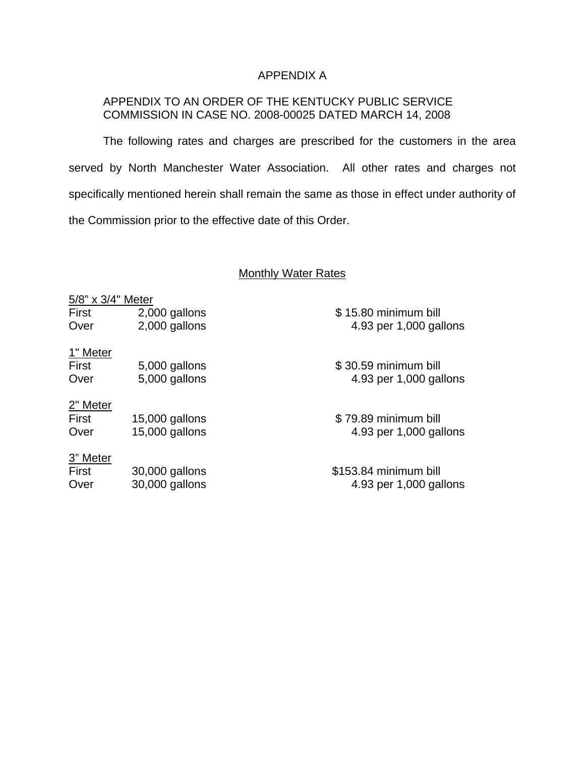# APPENDIX A

APPENDIX TO AN ORDER OF THE KENTUCKY PUBLIC SERVICE COMMISSION IN CASE NO. 2008-00025 DATED MARCH 14, 2008

The following rates and charges are prescribed for the customers in the area served by North Manchester Water Association. All other rates and charges not specifically mentioned herein shall remain the same as those in effect under authority of the Commission prior to the effective date of this Order.

## Monthly Water Rates

| | | |
|---|---|---|
| 5/8" x 3/4" Meter | | |
| First | 2,000 gallons | $ 15.80 minimum bill |
| Over | 2,000 gallons | 4.93 per 1,000 gallons |
| 1" Meter | | |
| First | 5,000 gallons | $ 30.59 minimum bill |
| Over | 5,000 gallons | 4.93 per 1,000 gallons |
| 2" Meter | | |
| First | 15,000 gallons | $ 79.89 minimum bill |
| Over | 15,000 gallons | 4.93 per 1,000 gallons |
| 3" Meter | | |
| First | 30,000 gallons | $153.84 minimum bill |
| Over | 30,000 gallons | 4.93 per 1,000 gallons |